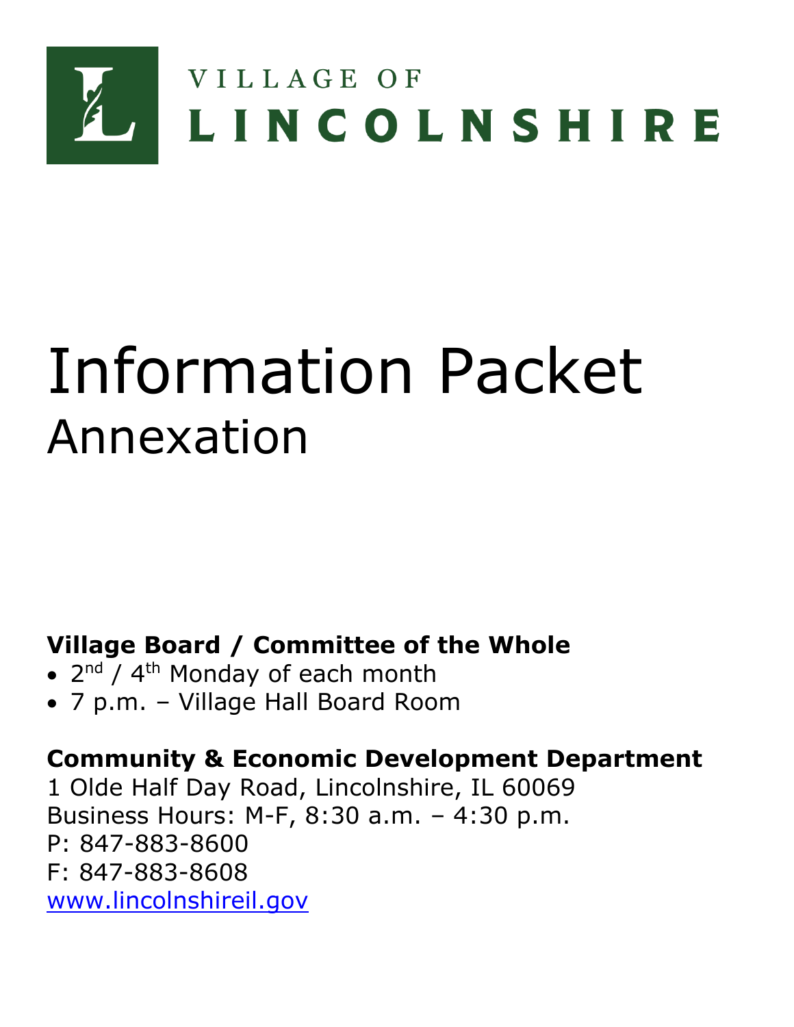VILLAGE OF
# LINCOLNSHIRE

# Information Packet
## Annexation

**Village Board / Committee of the Whole**
- 2nd / 4th Monday of each month
- 7 p.m. – Village Hall Board Room

**Community & Economic Development Department**
1 Olde Half Day Road, Lincolnshire, IL 60069
Business Hours: M-F, 8:30 a.m. – 4:30 p.m.
P: 847-883-8600
F: 847-883-8608
www.lincolnshireil.gov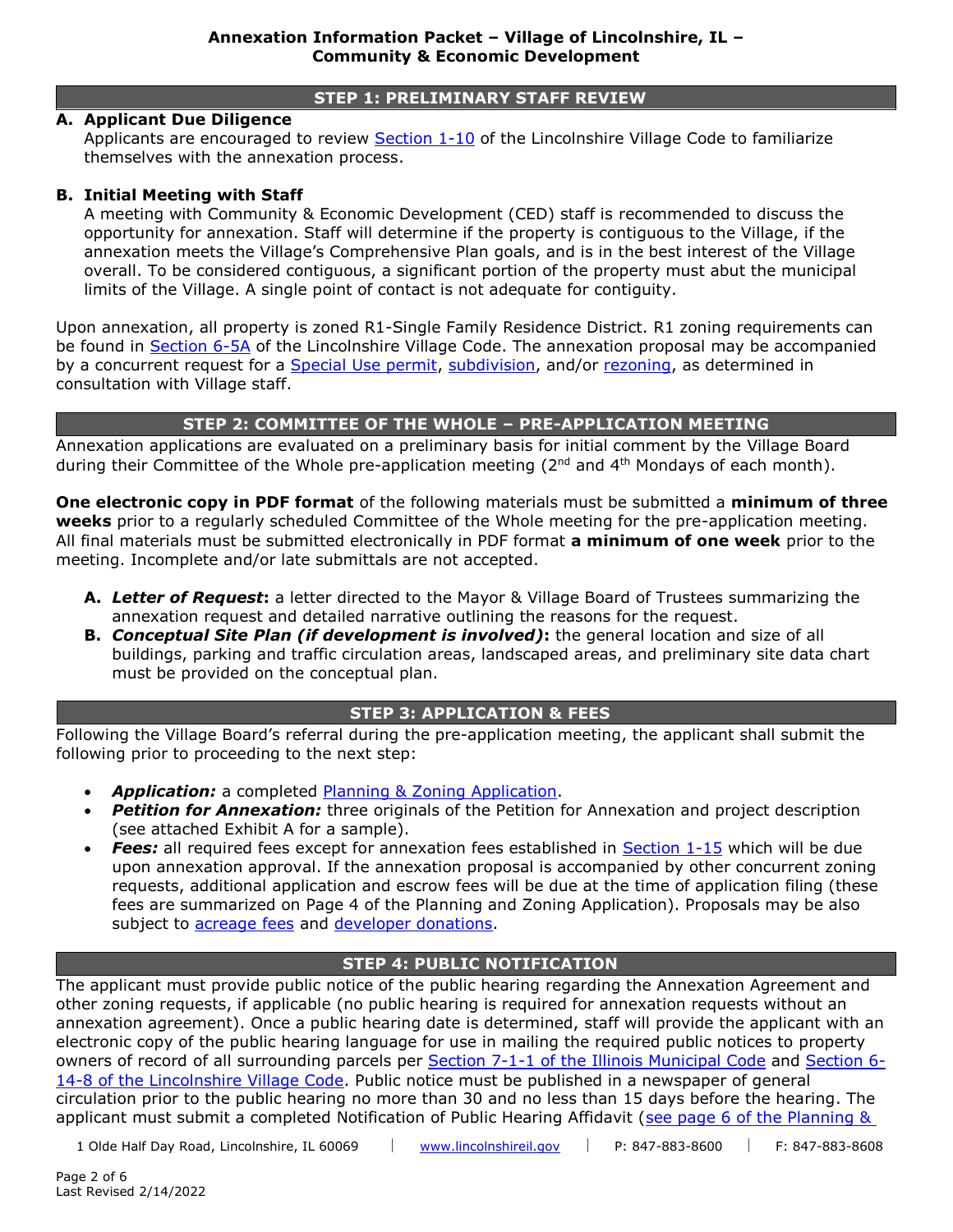## STEP 1: PRELIMINARY STAFF REVIEW

**A. Applicant Due Diligence**

Applicants are encouraged to review Section 1-10 of the Lincolnshire Village Code to familiarize themselves with the annexation process.

**B. Initial Meeting with Staff**

A meeting with Community & Economic Development (CED) staff is recommended to discuss the opportunity for annexation. Staff will determine if the property is contiguous to the Village, if the annexation meets the Village's Comprehensive Plan goals, and is in the best interest of the Village overall. To be considered contiguous, a significant portion of the property must abut the municipal limits of the Village. A single point of contact is not adequate for contiguity.

Upon annexation, all property is zoned R1-Single Family Residence District. R1 zoning requirements can be found in Section 6-5A of the Lincolnshire Village Code. The annexation proposal may be accompanied by a concurrent request for a Special Use permit, subdivision, and/or rezoning, as determined in consultation with Village staff.

## STEP 2: COMMITTEE OF THE WHOLE – PRE-APPLICATION MEETING

Annexation applications are evaluated on a preliminary basis for initial comment by the Village Board during their Committee of the Whole pre-application meeting (2nd and 4th Mondays of each month).

**One electronic copy in PDF format** of the following materials must be submitted a **minimum of three weeks** prior to a regularly scheduled Committee of the Whole meeting for the pre-application meeting. All final materials must be submitted electronically in PDF format **a minimum of one week** prior to the meeting. Incomplete and/or late submittals are not accepted.

**A.** ***Letter of Request*:** a letter directed to the Mayor & Village Board of Trustees summarizing the annexation request and detailed narrative outlining the reasons for the request.

**B.** ***Conceptual Site Plan (if development is involved)*:** the general location and size of all buildings, parking and traffic circulation areas, landscaped areas, and preliminary site data chart must be provided on the conceptual plan.

## STEP 3: APPLICATION & FEES

Following the Village Board's referral during the pre-application meeting, the applicant shall submit the following prior to proceeding to the next step:

- ***Application:*** a completed Planning & Zoning Application.
- ***Petition for Annexation:*** three originals of the Petition for Annexation and project description (see attached Exhibit A for a sample).
- ***Fees:*** all required fees except for annexation fees established in Section 1-15 which will be due upon annexation approval. If the annexation proposal is accompanied by other concurrent zoning requests, additional application and escrow fees will be due at the time of application filing (these fees are summarized on Page 4 of the Planning and Zoning Application). Proposals may be also subject to acreage fees and developer donations.

## STEP 4: PUBLIC NOTIFICATION

The applicant must provide public notice of the public hearing regarding the Annexation Agreement and other zoning requests, if applicable (no public hearing is required for annexation requests without an annexation agreement). Once a public hearing date is determined, staff will provide the applicant with an electronic copy of the public hearing language for use in mailing the required public notices to property owners of record of all surrounding parcels per Section 7-1-1 of the Illinois Municipal Code and Section 6-14-8 of the Lincolnshire Village Code. Public notice must be published in a newspaper of general circulation prior to the public hearing no more than 30 and no less than 15 days before the hearing. The applicant must submit a completed Notification of Public Hearing Affidavit (see page 6 of the Planning &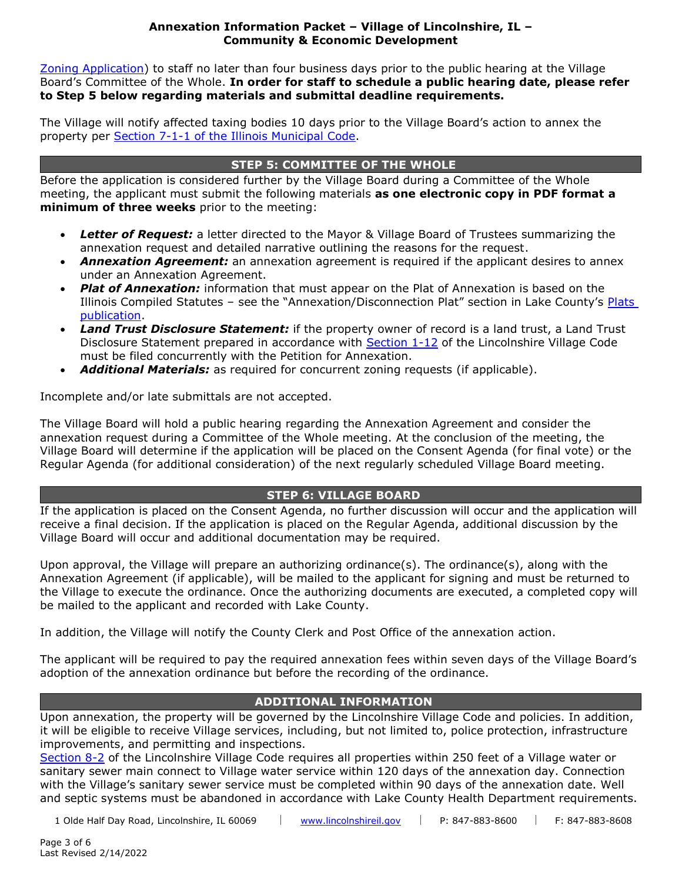[Zoning Application](#)) to staff no later than four business days prior to the public hearing at the Village Board's Committee of the Whole. **In order for staff to schedule a public hearing date, please refer to Step 5 below regarding materials and submittal deadline requirements.**

The Village will notify affected taxing bodies 10 days prior to the Village Board's action to annex the property per [Section 7-1-1 of the Illinois Municipal Code](#).

## STEP 5: COMMITTEE OF THE WHOLE

Before the application is considered further by the Village Board during a Committee of the Whole meeting, the applicant must submit the following materials **as one electronic copy in PDF format a minimum of three weeks** prior to the meeting:

- ***Letter of Request:*** a letter directed to the Mayor & Village Board of Trustees summarizing the annexation request and detailed narrative outlining the reasons for the request.
- ***Annexation Agreement:*** an annexation agreement is required if the applicant desires to annex under an Annexation Agreement.
- ***Plat of Annexation:*** information that must appear on the Plat of Annexation is based on the Illinois Compiled Statutes – see the "Annexation/Disconnection Plat" section in Lake County's [Plats publication](#).
- ***Land Trust Disclosure Statement:*** if the property owner of record is a land trust, a Land Trust Disclosure Statement prepared in accordance with [Section 1-12](#) of the Lincolnshire Village Code must be filed concurrently with the Petition for Annexation.
- ***Additional Materials:*** as required for concurrent zoning requests (if applicable).

Incomplete and/or late submittals are not accepted.

The Village Board will hold a public hearing regarding the Annexation Agreement and consider the annexation request during a Committee of the Whole meeting. At the conclusion of the meeting, the Village Board will determine if the application will be placed on the Consent Agenda (for final vote) or the Regular Agenda (for additional consideration) of the next regularly scheduled Village Board meeting.

## STEP 6: VILLAGE BOARD

If the application is placed on the Consent Agenda, no further discussion will occur and the application will receive a final decision. If the application is placed on the Regular Agenda, additional discussion by the Village Board will occur and additional documentation may be required.

Upon approval, the Village will prepare an authorizing ordinance(s). The ordinance(s), along with the Annexation Agreement (if applicable), will be mailed to the applicant for signing and must be returned to the Village to execute the ordinance. Once the authorizing documents are executed, a completed copy will be mailed to the applicant and recorded with Lake County.

In addition, the Village will notify the County Clerk and Post Office of the annexation action.

The applicant will be required to pay the required annexation fees within seven days of the Village Board's adoption of the annexation ordinance but before the recording of the ordinance.

## ADDITIONAL INFORMATION

Upon annexation, the property will be governed by the Lincolnshire Village Code and policies. In addition, it will be eligible to receive Village services, including, but not limited to, police protection, infrastructure improvements, and permitting and inspections.

[Section 8-2](#) of the Lincolnshire Village Code requires all properties within 250 feet of a Village water or sanitary sewer main connect to Village water service within 120 days of the annexation day. Connection with the Village's sanitary sewer service must be completed within 90 days of the annexation date. Well and septic systems must be abandoned in accordance with Lake County Health Department requirements.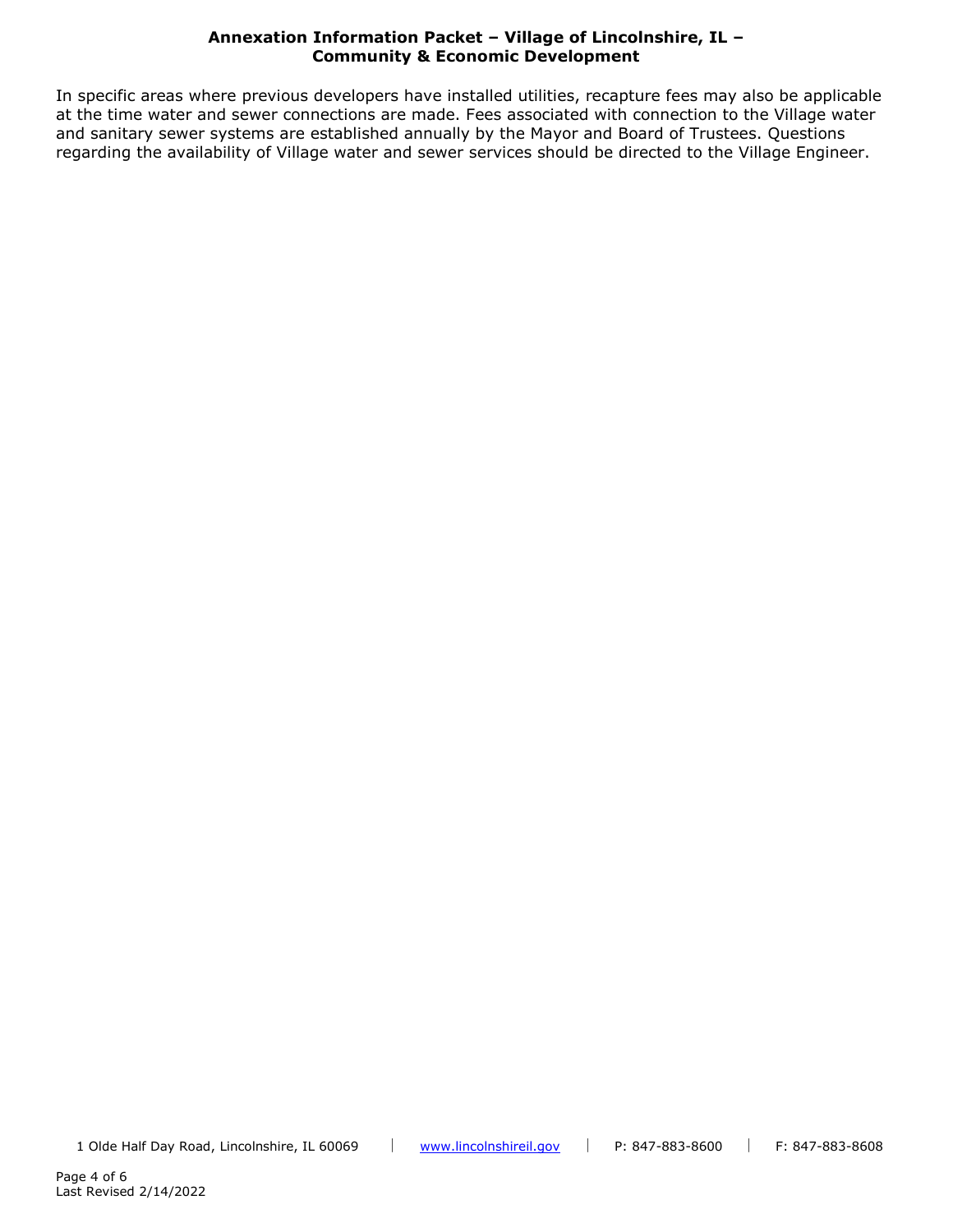In specific areas where previous developers have installed utilities, recapture fees may also be applicable at the time water and sewer connections are made. Fees associated with connection to the Village water and sanitary sewer systems are established annually by the Mayor and Board of Trustees. Questions regarding the availability of Village water and sewer services should be directed to the Village Engineer.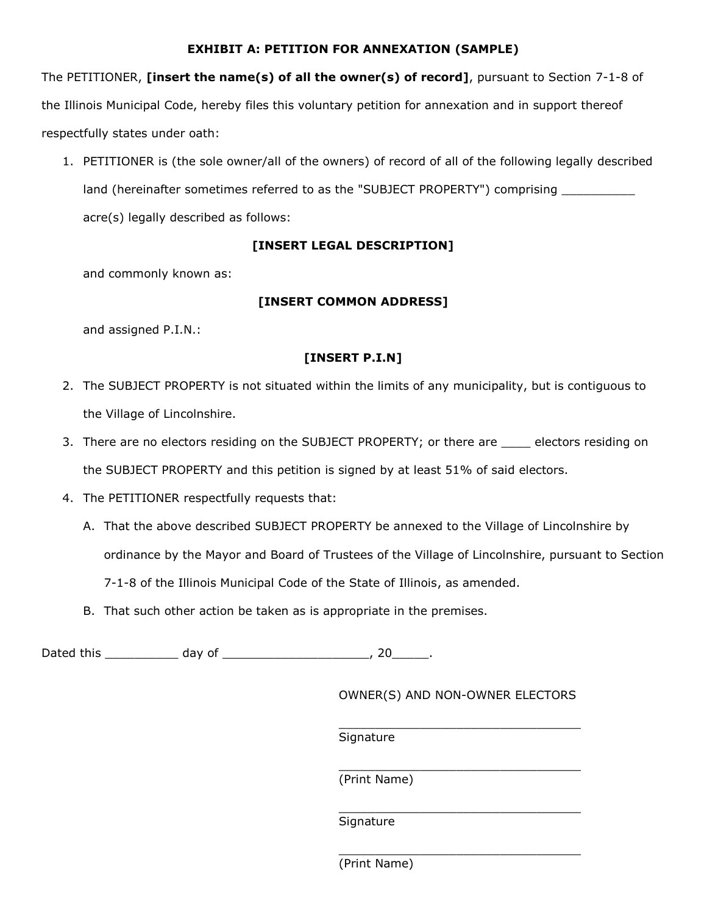# EXHIBIT A: PETITION FOR ANNEXATION (SAMPLE)

The PETITIONER, **[insert the name(s) of all the owner(s) of record]**, pursuant to Section 7-1-8 of the Illinois Municipal Code, hereby files this voluntary petition for annexation and in support thereof respectfully states under oath:

1. PETITIONER is (the sole owner/all of the owners) of record of all of the following legally described land (hereinafter sometimes referred to as the "SUBJECT PROPERTY") comprising __________ acre(s) legally described as follows:

   **[INSERT LEGAL DESCRIPTION]**

   and commonly known as:

   **[INSERT COMMON ADDRESS]**

   and assigned P.I.N.:

   **[INSERT P.I.N]**

2. The SUBJECT PROPERTY is not situated within the limits of any municipality, but is contiguous to the Village of Lincolnshire.
3. There are no electors residing on the SUBJECT PROPERTY; or there are ____ electors residing on the SUBJECT PROPERTY and this petition is signed by at least 51% of said electors.
4. The PETITIONER respectfully requests that:
   A. That the above described SUBJECT PROPERTY be annexed to the Village of Lincolnshire by ordinance by the Mayor and Board of Trustees of the Village of Lincolnshire, pursuant to Section 7-1-8 of the Illinois Municipal Code of the State of Illinois, as amended.
   B. That such other action be taken as is appropriate in the premises.

Dated this __________ day of ____________________, 20_____.

OWNER(S) AND NON-OWNER ELECTORS

__________________________________
Signature

__________________________________
(Print Name)

__________________________________
Signature

__________________________________
(Print Name)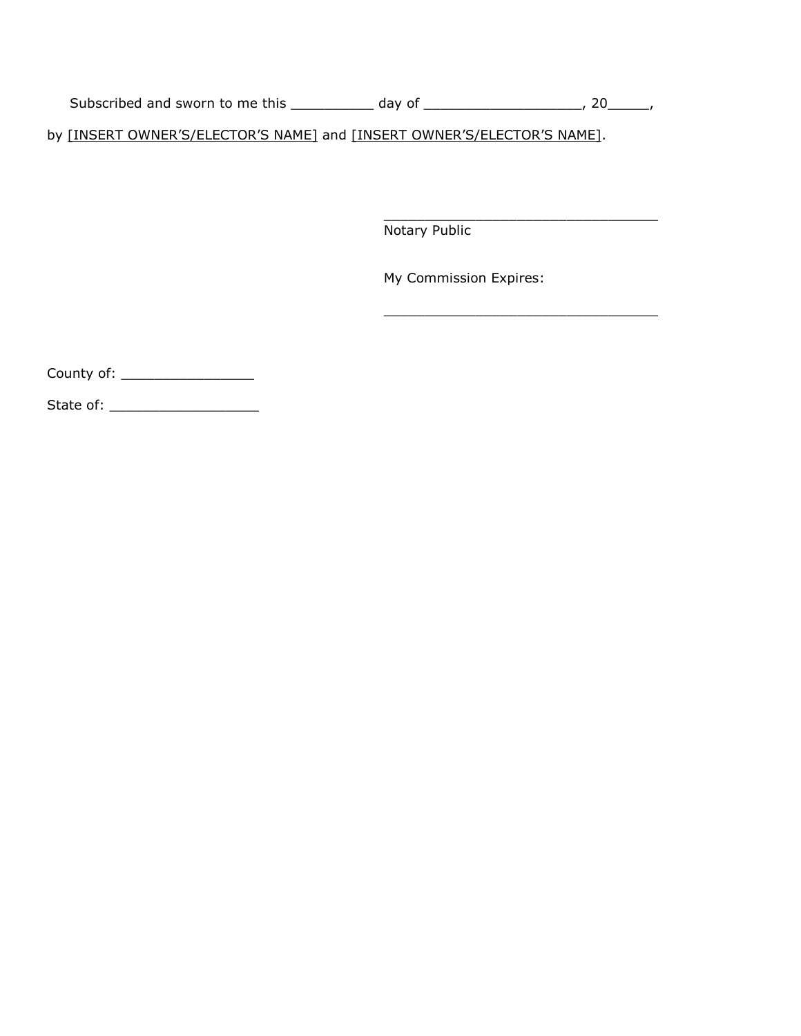Subscribed and sworn to me this __________ day of ___________________, 20_____,

by [INSERT OWNER'S/ELECTOR'S NAME] and [INSERT OWNER'S/ELECTOR'S NAME].

_________________________________
Notary Public

My Commission Expires:

_________________________________

County of: ________________

State of: __________________